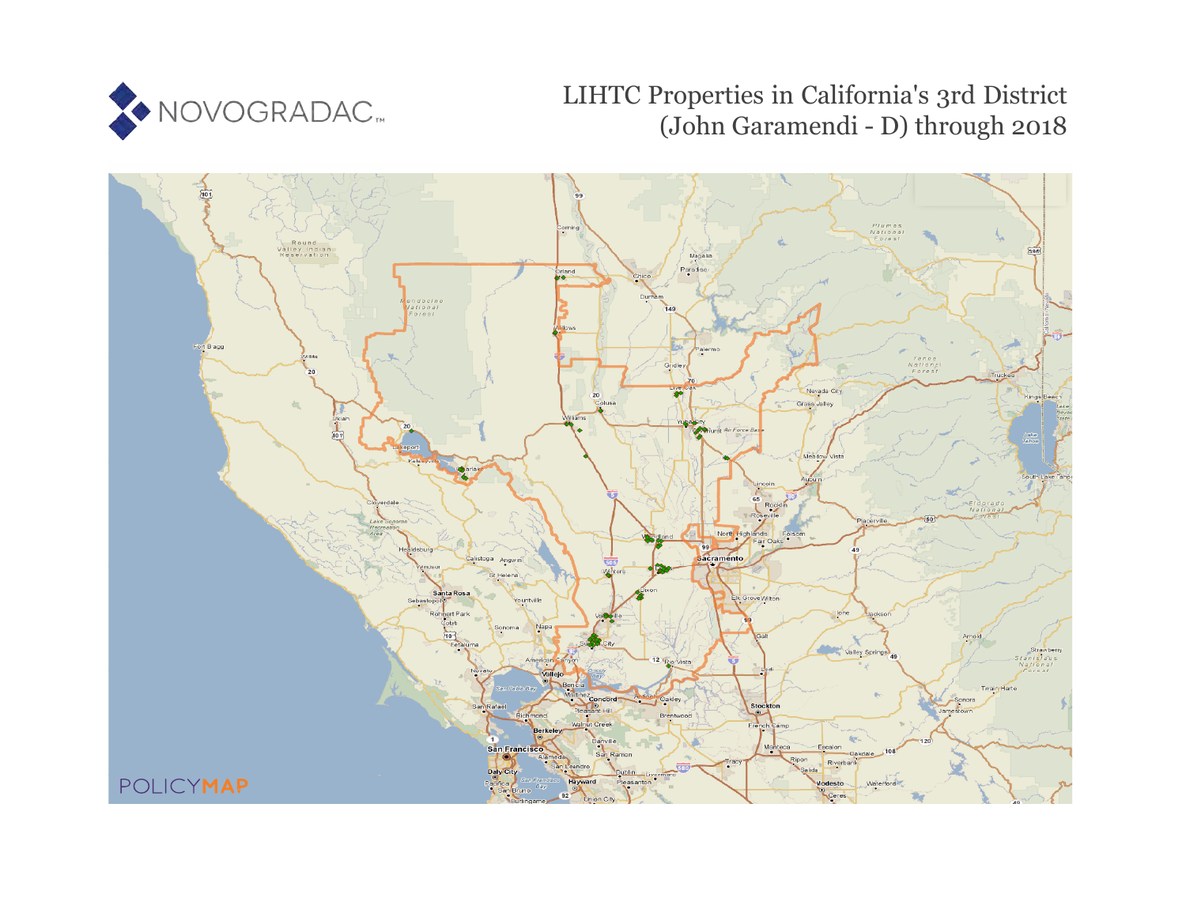NOVOGRADAC

# LIHTC Properties in California's 3rd District (John Garamendi - D) through 2018

POLICYMAP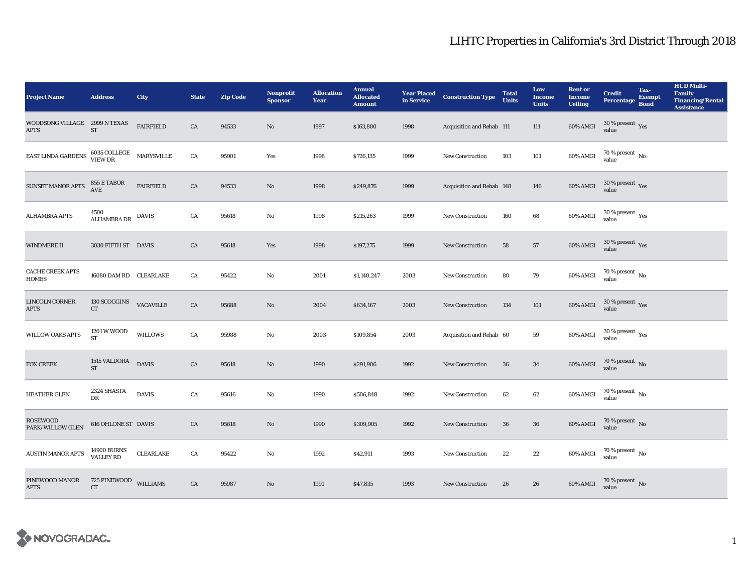# LIHTC Properties in California's 3rd District Through 2018

| Project Name | Address | City | State | Zip Code | Nonprofit Sponsor | Allocation Year | Annual Allocated Amount | Year Placed in Service | Construction Type | Total Units | Low Income Units | Rent or Income Ceiling | Credit Percentage | Tax-Exempt Bond | HUD Multi-Family Financing/Rental Assistance |
|---|---|---|---|---|---|---|---|---|---|---|---|---|---|---|---|
| WOODSONG VILLAGE APTS | 2999 N TEXAS ST | FAIRFIELD | CA | 94533 | No | 1997 | $163,880 | 1998 | Acquisition and Rehab | 111 | 111 | 60% AMGI | 30 % present value | Yes | |
| EAST LINDA GARDENS | 6035 COLLEGE VIEW DR | MARYSVILLE | CA | 95901 | Yes | 1998 | $726,135 | 1999 | New Construction | 103 | 101 | 60% AMGI | 70 % present value | No | |
| SUNSET MANOR APTS | 855 E TABOR AVE | FAIRFIELD | CA | 94533 | No | 1998 | $249,876 | 1999 | Acquisition and Rehab | 148 | 146 | 60% AMGI | 30 % present value | Yes | |
| ALHAMBRA APTS | 4500 ALHAMBRA DR | DAVIS | CA | 95618 | No | 1998 | $215,263 | 1999 | New Construction | 160 | 68 | 60% AMGI | 30 % present value | Yes | |
| WINDMERE II | 3030 FIFTH ST | DAVIS | CA | 95618 | Yes | 1998 | $197,275 | 1999 | New Construction | 58 | 57 | 60% AMGI | 30 % present value | Yes | |
| CACHE CREEK APTS HOMES | 16080 DAM RD | CLEARLAKE | CA | 95422 | No | 2001 | $1,140,247 | 2003 | New Construction | 80 | 79 | 60% AMGI | 70 % present value | No | |
| LINCOLN CORNER APTS | 130 SCOGGINS CT | VACAVILLE | CA | 95688 | No | 2004 | $634,167 | 2003 | New Construction | 134 | 101 | 60% AMGI | 30 % present value | Yes | |
| WILLOW OAKS APTS | 1201 W WOOD ST | WILLOWS | CA | 95988 | No | 2003 | $109,854 | 2003 | Acquisition and Rehab | 60 | 59 | 60% AMGI | 30 % present value | Yes | |
| FOX CREEK | 1515 VALDORA ST | DAVIS | CA | 95618 | No | 1990 | $291,906 | 1992 | New Construction | 36 | 34 | 60% AMGI | 70 % present value | No | |
| HEATHER GLEN | 2324 SHASTA DR | DAVIS | CA | 95616 | No | 1990 | $506,848 | 1992 | New Construction | 62 | 62 | 60% AMGI | 70 % present value | No | |
| ROSEWOOD PARK/WILLOW GLEN | 616 OHLONE ST | DAVIS | CA | 95618 | No | 1990 | $309,905 | 1992 | New Construction | 36 | 36 | 60% AMGI | 70 % present value | No | |
| AUSTIN MANOR APTS | 14900 BURNS VALLEY RD | CLEARLAKE | CA | 95422 | No | 1992 | $42,911 | 1993 | New Construction | 22 | 22 | 60% AMGI | 70 % present value | No | |
| PINEWOOD MANOR APTS | 725 PINEWOOD CT | WILLIAMS | CA | 95987 | No | 1991 | $47,835 | 1993 | New Construction | 26 | 26 | 60% AMGI | 70 % present value | No | |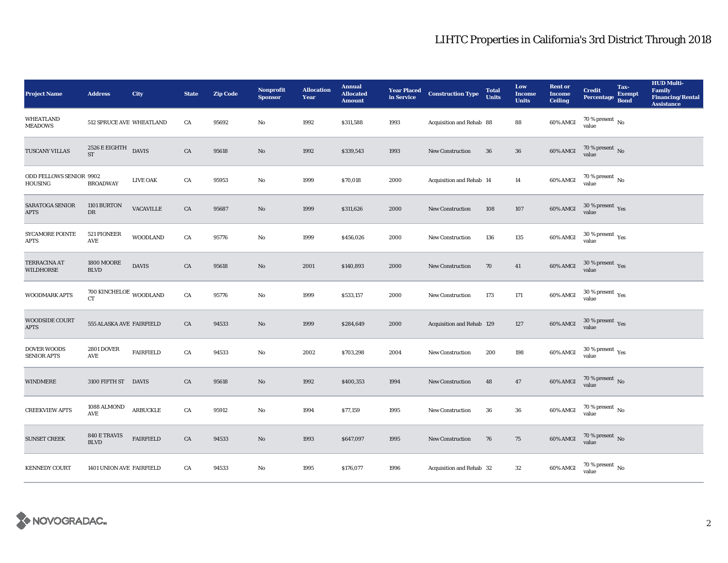# LIHTC Properties in California's 3rd District Through 2018

| Project Name | Address | City | State | Zip Code | Nonprofit Sponsor | Allocation Year | Annual Allocated Amount | Year Placed in Service | Construction Type | Total Units | Low Income Units | Rent or Income Ceiling | Credit Percentage | Tax-Exempt Bond | HUD Multi-Family Financing/Rental Assistance |
|---|---|---|---|---|---|---|---|---|---|---|---|---|---|---|---|
| WHEATLAND MEADOWS | 512 SPRUCE AVE | WHEATLAND | CA | 95692 | No | 1992 | $311,588 | 1993 | Acquisition and Rehab | 88 | 88 | 60% AMGI | 70 % present value | No | |
| TUSCANY VILLAS | 2526 E EIGHTH ST | DAVIS | CA | 95618 | No | 1992 | $339,543 | 1993 | New Construction | 36 | 36 | 60% AMGI | 70 % present value | No | |
| ODD FELLOWS SENIOR HOUSING | 9902 BROADWAY | LIVE OAK | CA | 95953 | No | 1999 | $70,018 | 2000 | Acquisition and Rehab | 14 | 14 | 60% AMGI | 70 % present value | No | |
| SARATOGA SENIOR APTS | 1101 BURTON DR | VACAVILLE | CA | 95687 | No | 1999 | $311,626 | 2000 | New Construction | 108 | 107 | 60% AMGI | 30 % present value | Yes | |
| SYCAMORE POINTE APTS | 521 PIONEER AVE | WOODLAND | CA | 95776 | No | 1999 | $456,026 | 2000 | New Construction | 136 | 135 | 60% AMGI | 30 % present value | Yes | |
| TERRACINA AT WILDHORSE | 1800 MOORE BLVD | DAVIS | CA | 95618 | No | 2001 | $140,893 | 2000 | New Construction | 70 | 41 | 60% AMGI | 30 % present value | Yes | |
| WOODMARK APTS | 700 KINCHELOE CT | WOODLAND | CA | 95776 | No | 1999 | $533,157 | 2000 | New Construction | 173 | 171 | 60% AMGI | 30 % present value | Yes | |
| WOODSIDE COURT APTS | 555 ALASKA AVE | FAIRFIELD | CA | 94533 | No | 1999 | $284,649 | 2000 | Acquisition and Rehab | 129 | 127 | 60% AMGI | 30 % present value | Yes | |
| DOVER WOODS SENIOR APTS | 2801 DOVER AVE | FAIRFIELD | CA | 94533 | No | 2002 | $703,298 | 2004 | New Construction | 200 | 198 | 60% AMGI | 30 % present value | Yes | |
| WINDMERE | 3100 FIFTH ST | DAVIS | CA | 95618 | No | 1992 | $400,353 | 1994 | New Construction | 48 | 47 | 60% AMGI | 70 % present value | No | |
| CREEKVIEW APTS | 1088 ALMOND AVE | ARBUCKLE | CA | 95912 | No | 1994 | $77,159 | 1995 | New Construction | 36 | 36 | 60% AMGI | 70 % present value | No | |
| SUNSET CREEK | 840 E TRAVIS BLVD | FAIRFIELD | CA | 94533 | No | 1993 | $647,097 | 1995 | New Construction | 76 | 75 | 60% AMGI | 70 % present value | No | |
| KENNEDY COURT | 1401 UNION AVE | FAIRFIELD | CA | 94533 | No | 1995 | $176,077 | 1996 | Acquisition and Rehab | 32 | 32 | 60% AMGI | 70 % present value | No | |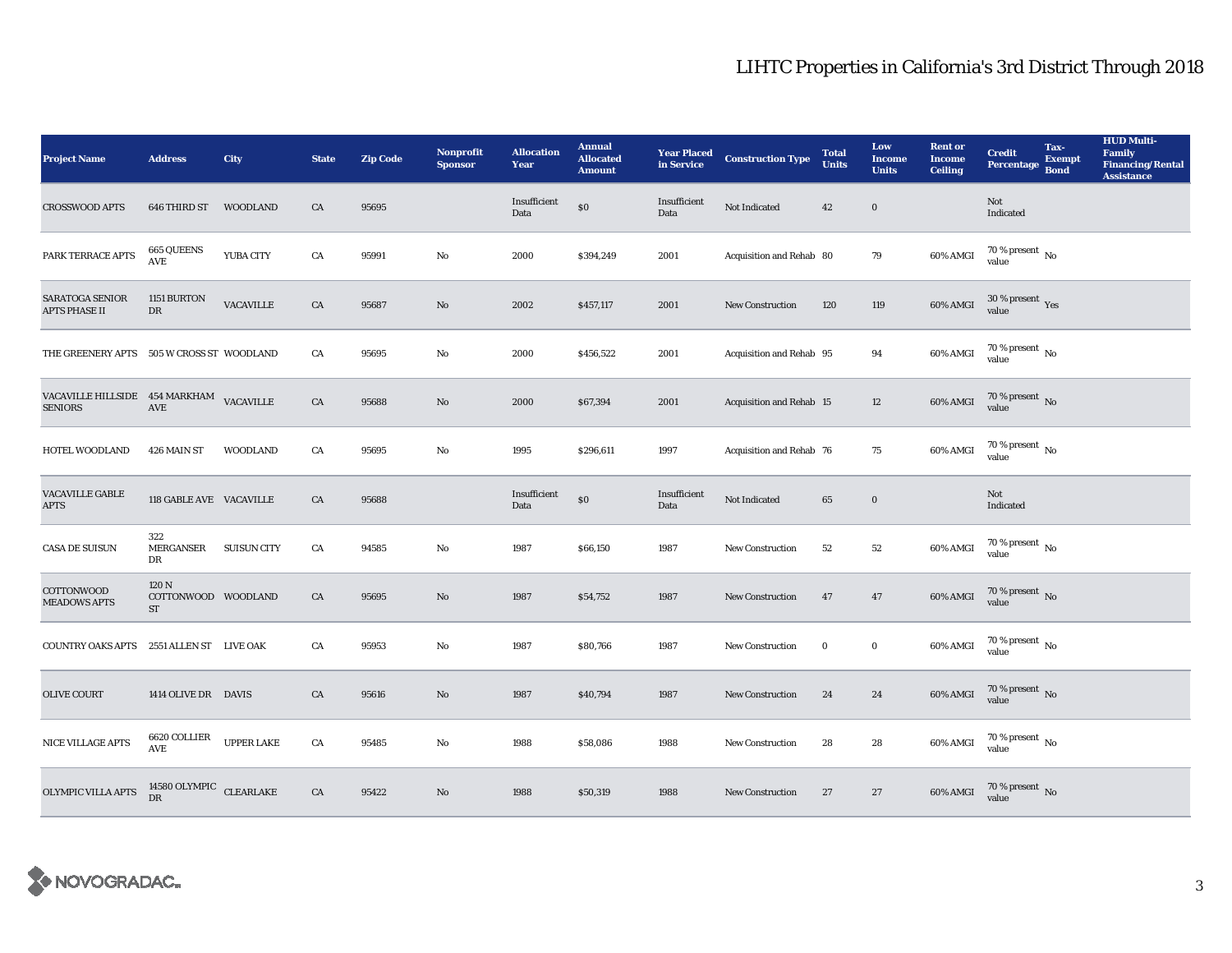# LIHTC Properties in California's 3rd District Through 2018

| Project Name | Address | City | State | Zip Code | Nonprofit Sponsor | Allocation Year | Annual Allocated Amount | Year Placed in Service | Construction Type | Total Units | Low Income Units | Rent or Income Ceiling | Credit Percentage | Tax-Exempt Bond | HUD Multi-Family Financing/Rental Assistance |
|---|---|---|---|---|---|---|---|---|---|---|---|---|---|---|---|
| CROSSWOOD APTS | 646 THIRD ST | WOODLAND | CA | 95695 | | Insufficient Data | $0 | Insufficient Data | Not Indicated | 42 | 0 | | Not Indicated | | |
| PARK TERRACE APTS | 665 QUEENS AVE | YUBA CITY | CA | 95991 | No | 2000 | $394,249 | 2001 | Acquisition and Rehab | 80 | 79 | 60% AMGI | 70 % present value | No | |
| SARATOGA SENIOR APTS PHASE II | 1151 BURTON DR | VACAVILLE | CA | 95687 | No | 2002 | $457,117 | 2001 | New Construction | 120 | 119 | 60% AMGI | 30 % present value | Yes | |
| THE GREENERY APTS | 505 W CROSS ST | WOODLAND | CA | 95695 | No | 2000 | $456,522 | 2001 | Acquisition and Rehab | 95 | 94 | 60% AMGI | 70 % present value | No | |
| VACAVILLE HILLSIDE SENIORS | 454 MARKHAM AVE | VACAVILLE | CA | 95688 | No | 2000 | $67,394 | 2001 | Acquisition and Rehab | 15 | 12 | 60% AMGI | 70 % present value | No | |
| HOTEL WOODLAND | 426 MAIN ST | WOODLAND | CA | 95695 | No | 1995 | $296,611 | 1997 | Acquisition and Rehab | 76 | 75 | 60% AMGI | 70 % present value | No | |
| VACAVILLE GABLE APTS | 118 GABLE AVE | VACAVILLE | CA | 95688 | | Insufficient Data | $0 | Insufficient Data | Not Indicated | 65 | 0 | | Not Indicated | | |
| CASA DE SUISUN | 322 MERGANSER DR | SUISUN CITY | CA | 94585 | No | 1987 | $66,150 | 1987 | New Construction | 52 | 52 | 60% AMGI | 70 % present value | No | |
| COTTONWOOD MEADOWS APTS | 120 N COTTONWOOD ST | WOODLAND | CA | 95695 | No | 1987 | $54,752 | 1987 | New Construction | 47 | 47 | 60% AMGI | 70 % present value | No | |
| COUNTRY OAKS APTS | 2551 ALLEN ST | LIVE OAK | CA | 95953 | No | 1987 | $80,766 | 1987 | New Construction | 0 | 0 | 60% AMGI | 70 % present value | No | |
| OLIVE COURT | 1414 OLIVE DR | DAVIS | CA | 95616 | No | 1987 | $40,794 | 1987 | New Construction | 24 | 24 | 60% AMGI | 70 % present value | No | |
| NICE VILLAGE APTS | 6620 COLLIER AVE | UPPER LAKE | CA | 95485 | No | 1988 | $58,086 | 1988 | New Construction | 28 | 28 | 60% AMGI | 70 % present value | No | |
| OLYMPIC VILLA APTS | 14580 OLYMPIC DR | CLEARLAKE | CA | 95422 | No | 1988 | $50,319 | 1988 | New Construction | 27 | 27 | 60% AMGI | 70 % present value | No | |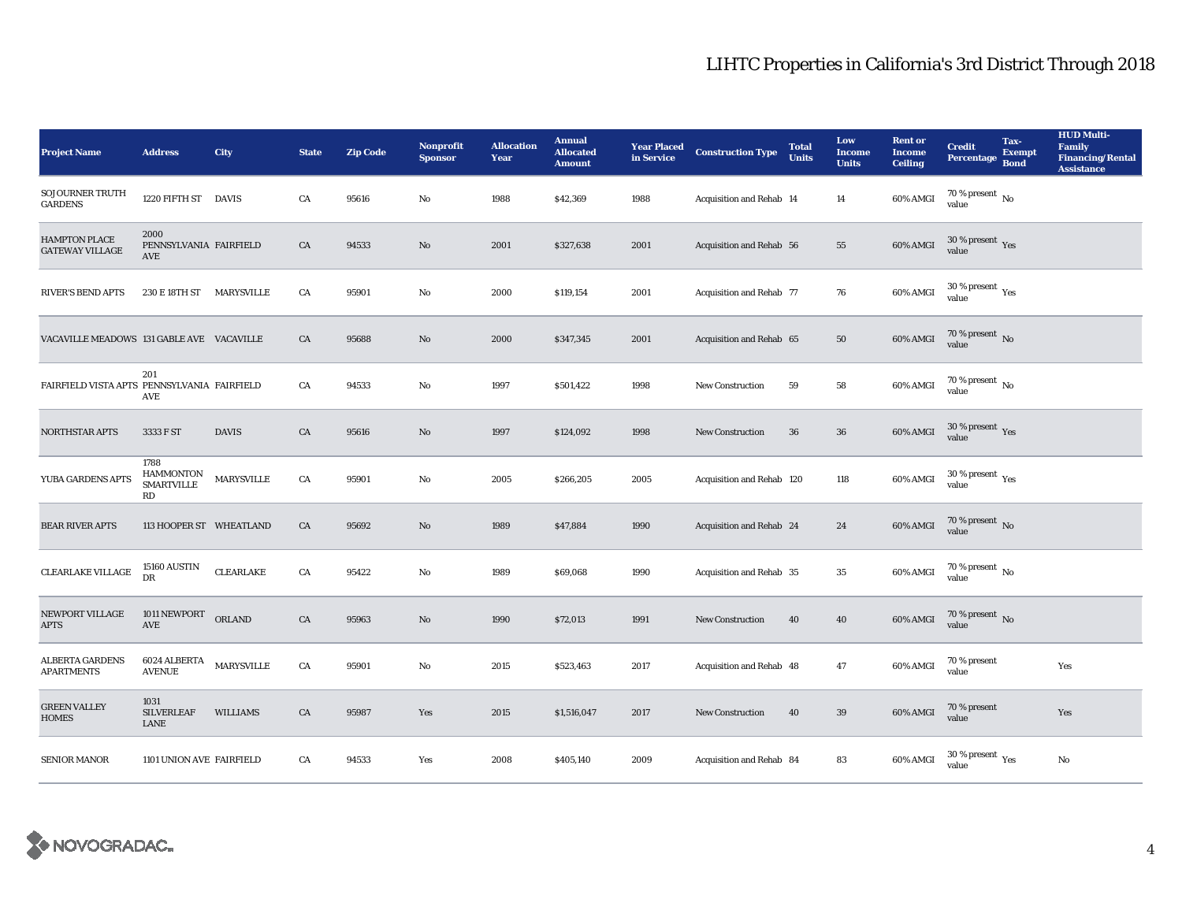## LIHTC Properties in California's 3rd District Through 2018

| Project Name | Address | City | State | Zip Code | Nonprofit Sponsor | Allocation Year | Annual Allocated Amount | Year Placed in Service | Construction Type | Total Units | Low Income Units | Rent or Income Ceiling | Credit Percentage | Tax-Exempt Bond | HUD Multi-Family Financing/Rental Assistance |
|---|---|---|---|---|---|---|---|---|---|---|---|---|---|---|---|
| SOJOURNER TRUTH GARDENS | 1220 FIFTH ST | DAVIS | CA | 95616 | No | 1988 | $42,369 | 1988 | Acquisition and Rehab | 14 | 14 | 60% AMGI | 70 % present value | No | |
| HAMPTON PLACE GATEWAY VILLAGE | 2000 PENNSYLVANIA AVE | FAIRFIELD | CA | 94533 | No | 2001 | $327,638 | 2001 | Acquisition and Rehab | 56 | 55 | 60% AMGI | 30 % present value | Yes | |
| RIVER'S BEND APTS | 230 E 18TH ST | MARYSVILLE | CA | 95901 | No | 2000 | $119,154 | 2001 | Acquisition and Rehab | 77 | 76 | 60% AMGI | 30 % present value | Yes | |
| VACAVILLE MEADOWS | 131 GABLE AVE | VACAVILLE | CA | 95688 | No | 2000 | $347,345 | 2001 | Acquisition and Rehab | 65 | 50 | 60% AMGI | 70 % present value | No | |
| FAIRFIELD VISTA APTS | 201 PENNSYLVANIA AVE | FAIRFIELD | CA | 94533 | No | 1997 | $501,422 | 1998 | New Construction | 59 | 58 | 60% AMGI | 70 % present value | No | |
| NORTHSTAR APTS | 3333 F ST | DAVIS | CA | 95616 | No | 1997 | $124,092 | 1998 | New Construction | 36 | 36 | 60% AMGI | 30 % present value | Yes | |
| YUBA GARDENS APTS | 1788 HAMMONTON SMARTVILLE RD | MARYSVILLE | CA | 95901 | No | 2005 | $266,205 | 2005 | Acquisition and Rehab | 120 | 118 | 60% AMGI | 30 % present value | Yes | |
| BEAR RIVER APTS | 113 HOOPER ST | WHEATLAND | CA | 95692 | No | 1989 | $47,884 | 1990 | Acquisition and Rehab | 24 | 24 | 60% AMGI | 70 % present value | No | |
| CLEARLAKE VILLAGE | 15160 AUSTIN DR | CLEARLAKE | CA | 95422 | No | 1989 | $69,068 | 1990 | Acquisition and Rehab | 35 | 35 | 60% AMGI | 70 % present value | No | |
| NEWPORT VILLAGE APTS | 1011 NEWPORT AVE | ORLAND | CA | 95963 | No | 1990 | $72,013 | 1991 | New Construction | 40 | 40 | 60% AMGI | 70 % present value | No | |
| ALBERTA GARDENS APARTMENTS | 6024 ALBERTA AVENUE | MARYSVILLE | CA | 95901 | No | 2015 | $523,463 | 2017 | Acquisition and Rehab | 48 | 47 | 60% AMGI | 70 % present value | | Yes |
| GREEN VALLEY HOMES | 1031 SILVERLEAF LANE | WILLIAMS | CA | 95987 | Yes | 2015 | $1,516,047 | 2017 | New Construction | 40 | 39 | 60% AMGI | 70 % present value | | Yes |
| SENIOR MANOR | 1101 UNION AVE | FAIRFIELD | CA | 94533 | Yes | 2008 | $405,140 | 2009 | Acquisition and Rehab | 84 | 83 | 60% AMGI | 30 % present value | Yes | No |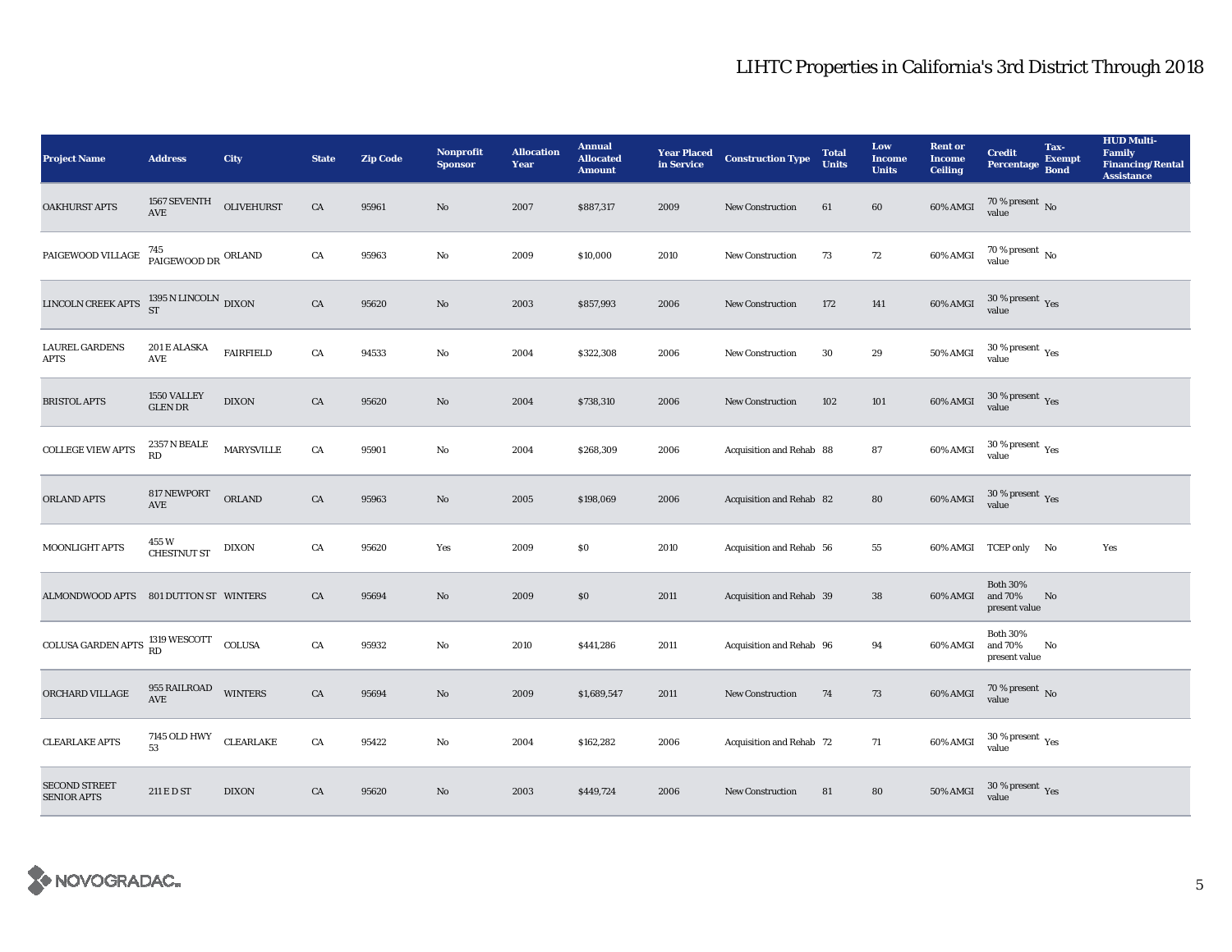# LIHTC Properties in California's 3rd District Through 2018

| Project Name | Address | City | State | Zip Code | Nonprofit Sponsor | Allocation Year | Annual Allocated Amount | Year Placed in Service | Construction Type | Total Units | Low Income Units | Rent or Income Ceiling | Credit Percentage | Tax-Exempt Bond | HUD Multi-Family Financing/Rental Assistance |
|---|---|---|---|---|---|---|---|---|---|---|---|---|---|---|---|
| OAKHURST APTS | 1567 SEVENTH AVE | OLIVEHURST | CA | 95961 | No | 2007 | $887,317 | 2009 | New Construction | 61 | 60 | 60% AMGI | 70 % present value | No | |
| PAIGEWOOD VILLAGE | 745 PAIGEWOOD DR | ORLAND | CA | 95963 | No | 2009 | $10,000 | 2010 | New Construction | 73 | 72 | 60% AMGI | 70 % present value | No | |
| LINCOLN CREEK APTS | 1395 N LINCOLN ST | DIXON | CA | 95620 | No | 2003 | $857,993 | 2006 | New Construction | 172 | 141 | 60% AMGI | 30 % present value | Yes | |
| LAUREL GARDENS APTS | 201 E ALASKA AVE | FAIRFIELD | CA | 94533 | No | 2004 | $322,308 | 2006 | New Construction | 30 | 29 | 50% AMGI | 30 % present value | Yes | |
| BRISTOL APTS | 1550 VALLEY GLEN DR | DIXON | CA | 95620 | No | 2004 | $738,310 | 2006 | New Construction | 102 | 101 | 60% AMGI | 30 % present value | Yes | |
| COLLEGE VIEW APTS | 2357 N BEALE RD | MARYSVILLE | CA | 95901 | No | 2004 | $268,309 | 2006 | Acquisition and Rehab | 88 | 87 | 60% AMGI | 30 % present value | Yes | |
| ORLAND APTS | 817 NEWPORT AVE | ORLAND | CA | 95963 | No | 2005 | $198,069 | 2006 | Acquisition and Rehab | 82 | 80 | 60% AMGI | 30 % present value | Yes | |
| MOONLIGHT APTS | 455 W CHESTNUT ST | DIXON | CA | 95620 | Yes | 2009 | $0 | 2010 | Acquisition and Rehab | 56 | 55 | 60% AMGI | TCEP only | No | Yes |
| ALMONDWOOD APTS | 801 DUTTON ST | WINTERS | CA | 95694 | No | 2009 | $0 | 2011 | Acquisition and Rehab | 39 | 38 | 60% AMGI | Both 30% and 70% present value | No | |
| COLUSA GARDEN APTS | 1319 WESCOTT RD | COLUSA | CA | 95932 | No | 2010 | $441,286 | 2011 | Acquisition and Rehab | 96 | 94 | 60% AMGI | Both 30% and 70% present value | No | |
| ORCHARD VILLAGE | 955 RAILROAD AVE | WINTERS | CA | 95694 | No | 2009 | $1,689,547 | 2011 | New Construction | 74 | 73 | 60% AMGI | 70 % present value | No | |
| CLEARLAKE APTS | 7145 OLD HWY 53 | CLEARLAKE | CA | 95422 | No | 2004 | $162,282 | 2006 | Acquisition and Rehab | 72 | 71 | 60% AMGI | 30 % present value | Yes | |
| SECOND STREET SENIOR APTS | 211 E D ST | DIXON | CA | 95620 | No | 2003 | $449,724 | 2006 | New Construction | 81 | 80 | 50% AMGI | 30 % present value | Yes | |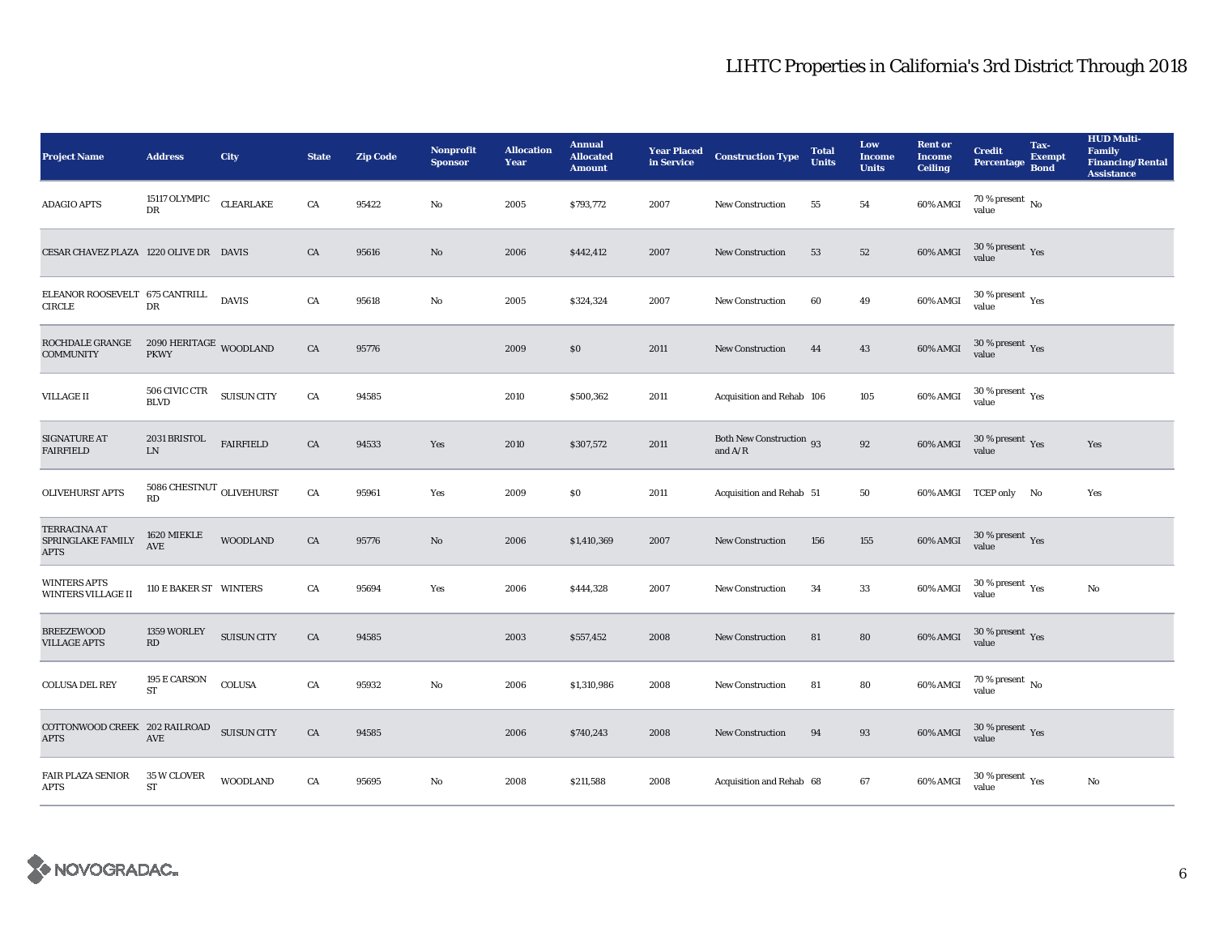# LIHTC Properties in California's 3rd District Through 2018

| Project Name | Address | City | State | Zip Code | Nonprofit Sponsor | Allocation Year | Annual Allocated Amount | Year Placed in Service | Construction Type | Total Units | Low Income Units | Rent or Income Ceiling | Credit Percentage | Tax-Exempt Bond | HUD Multi-Family Financing/Rental Assistance |
|---|---|---|---|---|---|---|---|---|---|---|---|---|---|---|---|
| ADAGIO APTS | 15117 OLYMPIC DR | CLEARLAKE | CA | 95422 | No | 2005 | $793,772 | 2007 | New Construction | 55 | 54 | 60% AMGI | 70 % present value | No | |
| CESAR CHAVEZ PLAZA | 1220 OLIVE DR | DAVIS | CA | 95616 | No | 2006 | $442,412 | 2007 | New Construction | 53 | 52 | 60% AMGI | 30 % present value | Yes | |
| ELEANOR ROOSEVELT CIRCLE | 675 CANTRILL DR | DAVIS | CA | 95618 | No | 2005 | $324,324 | 2007 | New Construction | 60 | 49 | 60% AMGI | 30 % present value | Yes | |
| ROCHDALE GRANGE COMMUNITY | 2090 HERITAGE PKWY | WOODLAND | CA | 95776 | | 2009 | $0 | 2011 | New Construction | 44 | 43 | 60% AMGI | 30 % present value | Yes | |
| VILLAGE II | 506 CIVIC CTR BLVD | SUISUN CITY | CA | 94585 | | 2010 | $500,362 | 2011 | Acquisition and Rehab | 106 | 105 | 60% AMGI | 30 % present value | Yes | |
| SIGNATURE AT FAIRFIELD | 2031 BRISTOL LN | FAIRFIELD | CA | 94533 | Yes | 2010 | $307,572 | 2011 | Both New Construction and A/R | 93 | 92 | 60% AMGI | 30 % present value | Yes | Yes |
| OLIVEHURST APTS | 5086 CHESTNUT RD | OLIVEHURST | CA | 95961 | Yes | 2009 | $0 | 2011 | Acquisition and Rehab | 51 | 50 | 60% AMGI | TCEP only | No | Yes |
| TERRACINA AT SPRINGLAKE FAMILY APTS | 1620 MIEKLE AVE | WOODLAND | CA | 95776 | No | 2006 | $1,410,369 | 2007 | New Construction | 156 | 155 | 60% AMGI | 30 % present value | Yes | |
| WINTERS APTS WINTERS VILLAGE II | 110 E BAKER ST | WINTERS | CA | 95694 | Yes | 2006 | $444,328 | 2007 | New Construction | 34 | 33 | 60% AMGI | 30 % present value | Yes | No |
| BREEZEWOOD VILLAGE APTS | 1359 WORLEY RD | SUISUN CITY | CA | 94585 | | 2003 | $557,452 | 2008 | New Construction | 81 | 80 | 60% AMGI | 30 % present value | Yes | |
| COLUSA DEL REY | 195 E CARSON ST | COLUSA | CA | 95932 | No | 2006 | $1,310,986 | 2008 | New Construction | 81 | 80 | 60% AMGI | 70 % present value | No | |
| COTTONWOOD CREEK APTS | 202 RAILROAD AVE | SUISUN CITY | CA | 94585 | | 2006 | $740,243 | 2008 | New Construction | 94 | 93 | 60% AMGI | 30 % present value | Yes | |
| FAIR PLAZA SENIOR APTS | 35 W CLOVER ST | WOODLAND | CA | 95695 | No | 2008 | $211,588 | 2008 | Acquisition and Rehab | 68 | 67 | 60% AMGI | 30 % present value | Yes | No |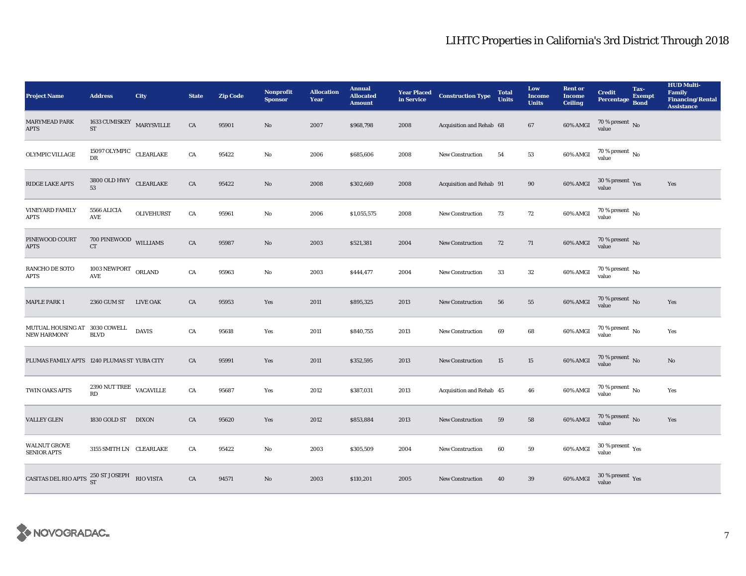# LIHTC Properties in California's 3rd District Through 2018

| Project Name | Address | City | State | Zip Code | Nonprofit Sponsor | Allocation Year | Annual Allocated Amount | Year Placed in Service | Construction Type | Total Units | Low Income Units | Rent or Income Ceiling | Credit Percentage | Tax-Exempt Bond | HUD Multi-Family Financing/Rental Assistance |
|---|---|---|---|---|---|---|---|---|---|---|---|---|---|---|---|
| MARYMEAD PARK APTS | 1633 CUMISKEY ST | MARYSVILLE | CA | 95901 | No | 2007 | $968,798 | 2008 | Acquisition and Rehab | 68 | 67 | 60% AMGI | 70 % present value | No | |
| OLYMPIC VILLAGE | 15097 OLYMPIC DR | CLEARLAKE | CA | 95422 | No | 2006 | $685,606 | 2008 | New Construction | 54 | 53 | 60% AMGI | 70 % present value | No | |
| RIDGE LAKE APTS | 3800 OLD HWY 53 | CLEARLAKE | CA | 95422 | No | 2008 | $302,669 | 2008 | Acquisition and Rehab | 91 | 90 | 60% AMGI | 30 % present value | Yes | Yes |
| VINEYARD FAMILY APTS | 5566 ALICIA AVE | OLIVEHURST | CA | 95961 | No | 2006 | $1,055,575 | 2008 | New Construction | 73 | 72 | 60% AMGI | 70 % present value | No | |
| PINEWOOD COURT APTS | 700 PINEWOOD CT | WILLIAMS | CA | 95987 | No | 2003 | $521,381 | 2004 | New Construction | 72 | 71 | 60% AMGI | 70 % present value | No | |
| RANCHO DE SOTO APTS | 1003 NEWPORT AVE | ORLAND | CA | 95963 | No | 2003 | $444,477 | 2004 | New Construction | 33 | 32 | 60% AMGI | 70 % present value | No | |
| MAPLE PARK 1 | 2360 GUM ST | LIVE OAK | CA | 95953 | Yes | 2011 | $895,325 | 2013 | New Construction | 56 | 55 | 60% AMGI | 70 % present value | No | Yes |
| MUTUAL HOUSING AT NEW HARMONY | 3030 COWELL BLVD | DAVIS | CA | 95618 | Yes | 2011 | $840,755 | 2013 | New Construction | 69 | 68 | 60% AMGI | 70 % present value | No | Yes |
| PLUMAS FAMILY APTS | 1240 PLUMAS ST | YUBA CITY | CA | 95991 | Yes | 2011 | $352,595 | 2013 | New Construction | 15 | 15 | 60% AMGI | 70 % present value | No | No |
| TWIN OAKS APTS | 2390 NUT TREE RD | VACAVILLE | CA | 95687 | Yes | 2012 | $387,031 | 2013 | Acquisition and Rehab | 45 | 46 | 60% AMGI | 70 % present value | No | Yes |
| VALLEY GLEN | 1830 GOLD ST | DIXON | CA | 95620 | Yes | 2012 | $853,884 | 2013 | New Construction | 59 | 58 | 60% AMGI | 70 % present value | No | Yes |
| WALNUT GROVE SENIOR APTS | 3155 SMITH LN | CLEARLAKE | CA | 95422 | No | 2003 | $305,509 | 2004 | New Construction | 60 | 59 | 60% AMGI | 30 % present value | Yes | |
| CASITAS DEL RIO APTS | 250 ST JOSEPH ST | RIO VISTA | CA | 94571 | No | 2003 | $110,201 | 2005 | New Construction | 40 | 39 | 60% AMGI | 30 % present value | Yes | |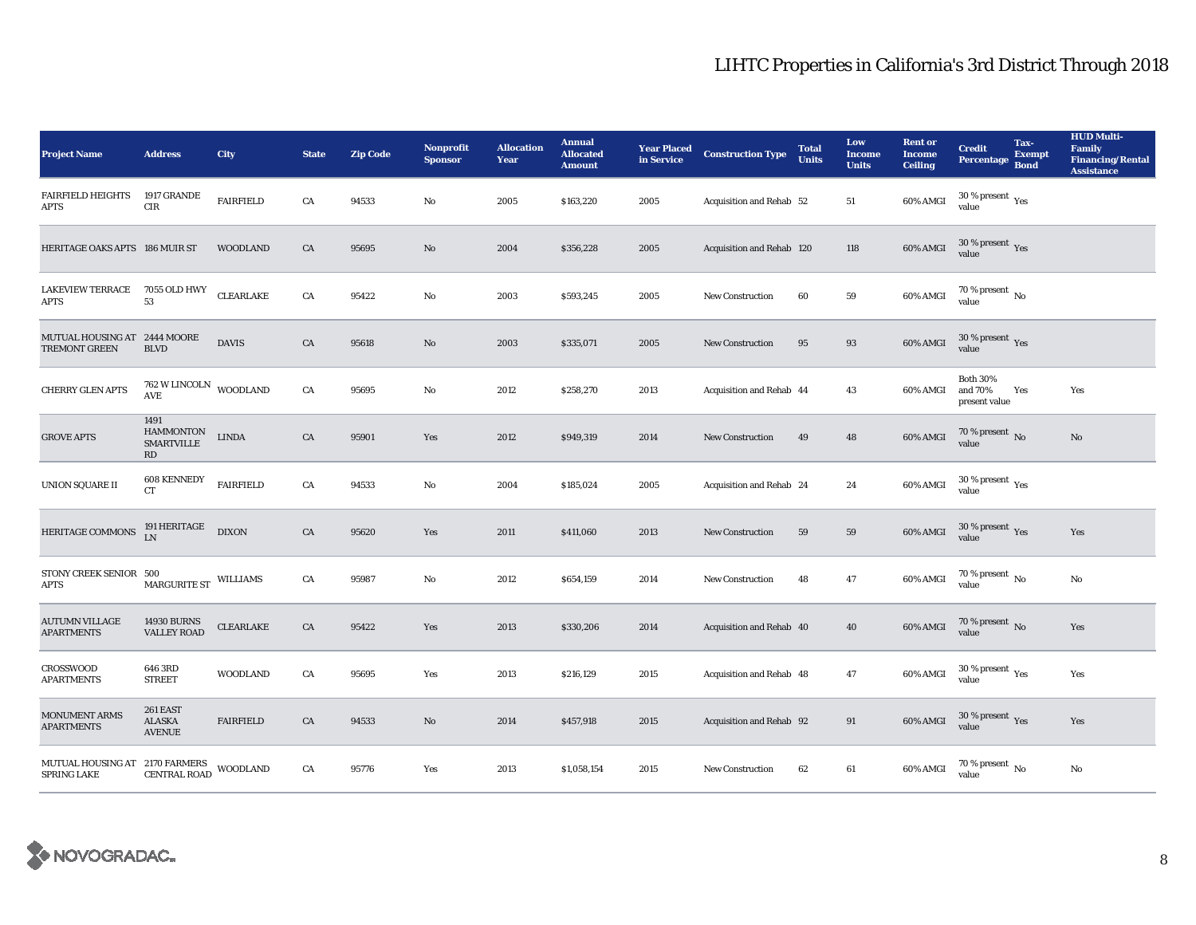# LIHTC Properties in California's 3rd District Through 2018

| Project Name | Address | City | State | Zip Code | Nonprofit Sponsor | Allocation Year | Annual Allocated Amount | Year Placed in Service | Construction Type | Total Units | Low Income Units | Rent or Income Ceiling | Credit Percentage | Tax-Exempt Bond | HUD Multi-Family Financing/Rental Assistance |
|---|---|---|---|---|---|---|---|---|---|---|---|---|---|---|---|
| FAIRFIELD HEIGHTS APTS | 1917 GRANDE CIR | FAIRFIELD | CA | 94533 | No | 2005 | $163,220 | 2005 | Acquisition and Rehab | 52 | 51 | 60% AMGI | 30 % present value | Yes | |
| HERITAGE OAKS APTS | 186 MUIR ST | WOODLAND | CA | 95695 | No | 2004 | $356,228 | 2005 | Acquisition and Rehab | 120 | 118 | 60% AMGI | 30 % present value | Yes | |
| LAKEVIEW TERRACE APTS | 7055 OLD HWY 53 | CLEARLAKE | CA | 95422 | No | 2003 | $593,245 | 2005 | New Construction | 60 | 59 | 60% AMGI | 70 % present value | No | |
| MUTUAL HOUSING AT TREMONT GREEN | 2444 MOORE BLVD | DAVIS | CA | 95618 | No | 2003 | $335,071 | 2005 | New Construction | 95 | 93 | 60% AMGI | 30 % present value | Yes | |
| CHERRY GLEN APTS | 762 W LINCOLN AVE | WOODLAND | CA | 95695 | No | 2012 | $258,270 | 2013 | Acquisition and Rehab | 44 | 43 | 60% AMGI | Both 30% and 70% present value | Yes | Yes |
| GROVE APTS | 1491 HAMMONTON SMARTVILLE RD | LINDA | CA | 95901 | Yes | 2012 | $949,319 | 2014 | New Construction | 49 | 48 | 60% AMGI | 70 % present value | No | No |
| UNION SQUARE II | 608 KENNEDY CT | FAIRFIELD | CA | 94533 | No | 2004 | $185,024 | 2005 | Acquisition and Rehab | 24 | 24 | 60% AMGI | 30 % present value | Yes | |
| HERITAGE COMMONS | 191 HERITAGE LN | DIXON | CA | 95620 | Yes | 2011 | $411,060 | 2013 | New Construction | 59 | 59 | 60% AMGI | 30 % present value | Yes | Yes |
| STONY CREEK SENIOR APTS | 500 MARGURITE ST | WILLIAMS | CA | 95987 | No | 2012 | $654,159 | 2014 | New Construction | 48 | 47 | 60% AMGI | 70 % present value | No | No |
| AUTUMN VILLAGE APARTMENTS | 14930 BURNS VALLEY ROAD | CLEARLAKE | CA | 95422 | Yes | 2013 | $330,206 | 2014 | Acquisition and Rehab | 40 | 40 | 60% AMGI | 70 % present value | No | Yes |
| CROSSWOOD APARTMENTS | 646 3RD STREET | WOODLAND | CA | 95695 | Yes | 2013 | $216,129 | 2015 | Acquisition and Rehab | 48 | 47 | 60% AMGI | 30 % present value | Yes | Yes |
| MONUMENT ARMS APARTMENTS | 261 EAST ALASKA AVENUE | FAIRFIELD | CA | 94533 | No | 2014 | $457,918 | 2015 | Acquisition and Rehab | 92 | 91 | 60% AMGI | 30 % present value | Yes | Yes |
| MUTUAL HOUSING AT SPRING LAKE | 2170 FARMERS CENTRAL ROAD | WOODLAND | CA | 95776 | Yes | 2013 | $1,058,154 | 2015 | New Construction | 62 | 61 | 60% AMGI | 70 % present value | No | No |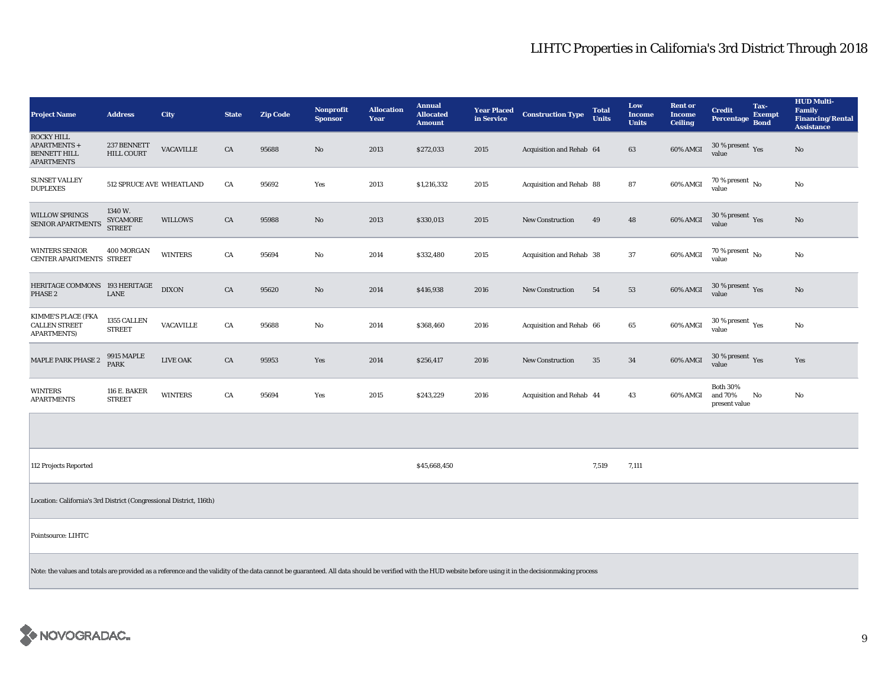# LIHTC Properties in California's 3rd District Through 2018

| Project Name | Address | City | State | Zip Code | Nonprofit Sponsor | Allocation Year | Annual Allocated Amount | Year Placed in Service | Construction Type | Total Units | Low Income Units | Rent or Income Ceiling | Credit Percentage | Tax-Exempt Bond | HUD Multi-Family Financing/Rental Assistance |
|---|---|---|---|---|---|---|---|---|---|---|---|---|---|---|---|
| ROCKY HILL APARTMENTS + BENNETT HILL APARTMENTS | 237 BENNETT HILL COURT | VACAVILLE | CA | 95688 | No | 2013 | $272,033 | 2015 | Acquisition and Rehab | 64 | 63 | 60% AMGI | 30 % present value | Yes | No |
| SUNSET VALLEY DUPLEXES | 512 SPRUCE AVE | WHEATLAND | CA | 95692 | Yes | 2013 | $1,216,332 | 2015 | Acquisition and Rehab | 88 | 87 | 60% AMGI | 70 % present value | No | No |
| WILLOW SPRINGS SENIOR APARTMENTS | 1340 W. SYCAMORE STREET | WILLOWS | CA | 95988 | No | 2013 | $330,013 | 2015 | New Construction | 49 | 48 | 60% AMGI | 30 % present value | Yes | No |
| WINTERS SENIOR CENTER APARTMENTS | 400 MORGAN STREET | WINTERS | CA | 95694 | No | 2014 | $332,480 | 2015 | Acquisition and Rehab | 38 | 37 | 60% AMGI | 70 % present value | No | No |
| HERITAGE COMMONS PHASE 2 | 193 HERITAGE LANE | DIXON | CA | 95620 | No | 2014 | $416,938 | 2016 | New Construction | 54 | 53 | 60% AMGI | 30 % present value | Yes | No |
| KIMME'S PLACE (FKA CALLEN STREET APARTMENTS) | 1355 CALLEN STREET | VACAVILLE | CA | 95688 | No | 2014 | $368,460 | 2016 | Acquisition and Rehab | 66 | 65 | 60% AMGI | 30 % present value | Yes | No |
| MAPLE PARK PHASE 2 | 9915 MAPLE PARK | LIVE OAK | CA | 95953 | Yes | 2014 | $256,417 | 2016 | New Construction | 35 | 34 | 60% AMGI | 30 % present value | Yes | Yes |
| WINTERS APARTMENTS | 116 E. BAKER STREET | WINTERS | CA | 95694 | Yes | 2015 | $243,229 | 2016 | Acquisition and Rehab | 44 | 43 | 60% AMGI | Both 30% and 70% present value | No | No |
| | | | | | | | | | | | | | | | |
| 112 Projects Reported | | | | | | | $45,668,450 | | | 7,519 | 7,111 | | | | |

Location: California's 3rd District (Congressional District, 116th)

Pointsource: LIHTC

Note: the values and totals are provided as a reference and the validity of the data cannot be guaranteed. All data should be verified with the HUD website before using it in the decisionmaking process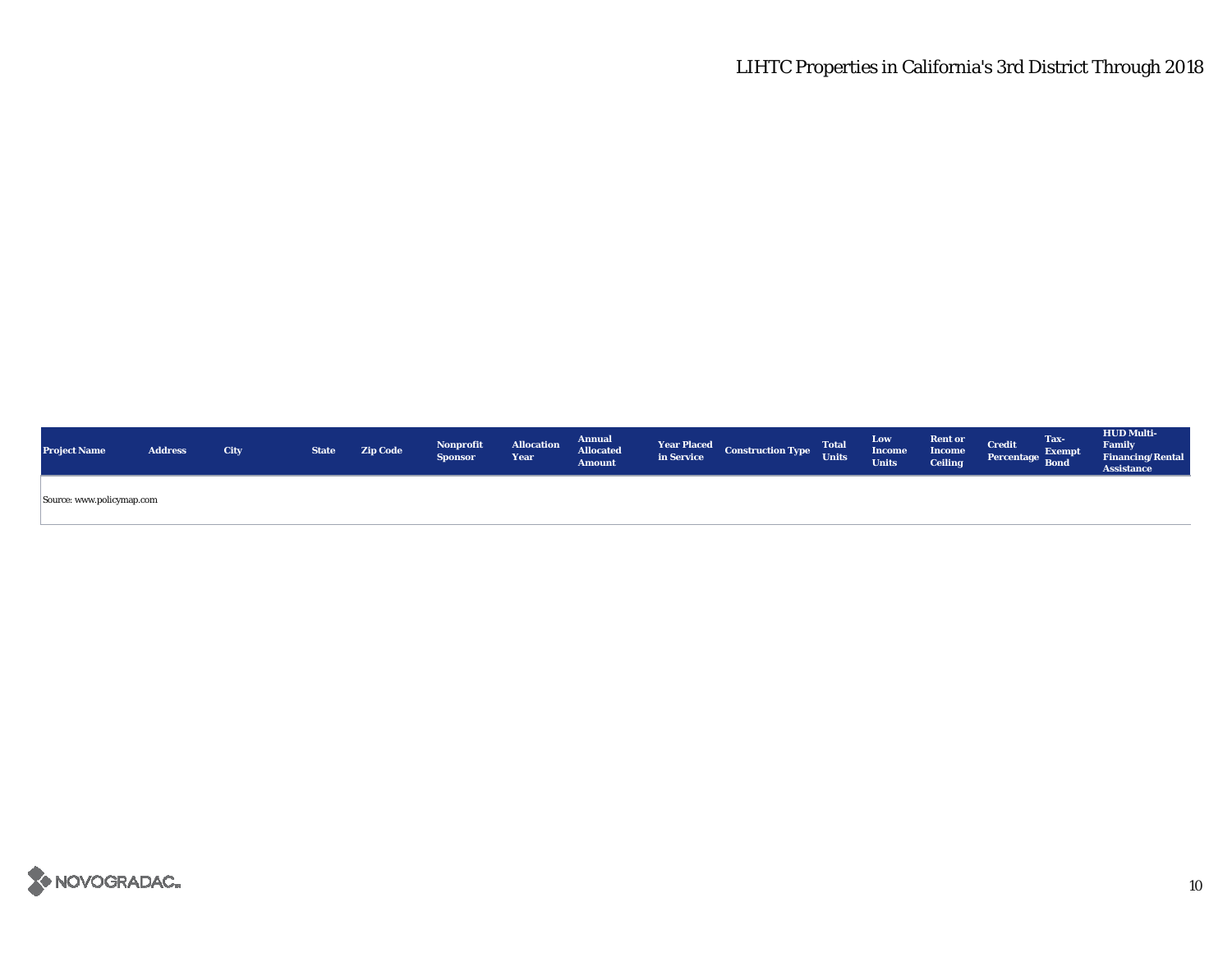# LIHTC Properties in California's 3rd District Through 2018

| Project Name | Address | City | State | Zip Code | Nonprofit Sponsor | Allocation Year | Annual Allocated Amount | Year Placed in Service | Construction Type | Total Units | Low Income Units | Rent or Income Ceiling | Credit Percentage | Tax-Exempt Bond | HUD Multi-Family Financing/Rental Assistance |
|---|---|---|---|---|---|---|---|---|---|---|---|---|---|---|---|

Source: www.policymap.com